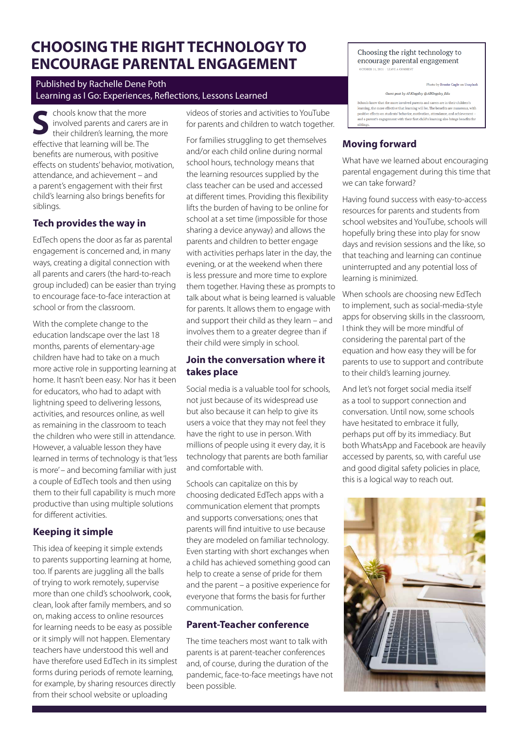# CHOOSING THE RIGHT TECHNOLOGY TO ENCOURAGE PARENTAL ENGAGEMENT

Published by Rachelle Dene Poth
Learning as I Go: Experiences, Reflections, Lessons Learned

Schools know that the more involved parents and carers are in their children's learning, the more effective that learning will be. The benefits are numerous, with positive effects on students' behavior, motivation, attendance, and achievement – and a parent's engagement with their first child's learning also brings benefits for siblings.

## Tech provides the way in

EdTech opens the door as far as parental engagement is concerned and, in many ways, creating a digital connection with all parents and carers (the hard-to-reach group included) can be easier than trying to encourage face-to-face interaction at school or from the classroom.

With the complete change to the education landscape over the last 18 months, parents of elementary-age children have had to take on a much more active role in supporting learning at home. It hasn't been easy. Nor has it been for educators, who had to adapt with lightning speed to delivering lessons, activities, and resources online, as well as remaining in the classroom to teach the children who were still in attendance. However, a valuable lesson they have learned in terms of technology is that 'less is more' – and becoming familiar with just a couple of EdTech tools and then using them to their full capability is much more productive than using multiple solutions for different activities.

## Keeping it simple

This idea of keeping it simple extends to parents supporting learning at home, too. If parents are juggling all the balls of trying to work remotely, supervise more than one child's schoolwork, cook, clean, look after family members, and so on, making access to online resources for learning needs to be easy as possible or it simply will not happen. Elementary teachers have understood this well and have therefore used EdTech in its simplest forms during periods of remote learning, for example, by sharing resources directly from their school website or uploading videos of stories and activities to YouTube for parents and children to watch together.

For families struggling to get themselves and/or each child online during normal school hours, technology means that the learning resources supplied by the class teacher can be used and accessed at different times. Providing this flexibility lifts the burden of having to be online for school at a set time (impossible for those sharing a device anyway) and allows the parents and children to better engage with activities perhaps later in the day, the evening, or at the weekend when there is less pressure and more time to explore them together. Having these as prompts to talk about what is being learned is valuable for parents. It allows them to engage with and support their child as they learn – and involves them to a greater degree than if their child were simply in school.

## Join the conversation where it takes place

Social media is a valuable tool for schools, not just because of its widespread use but also because it can help to give its users a voice that they may not feel they have the right to use in person. With millions of people using it every day, it is technology that parents are both familiar and comfortable with.

Schools can capitalize on this by choosing dedicated EdTech apps with a communication element that prompts and supports conversations; ones that parents will find intuitive to use because they are modeled on familiar technology. Even starting with short exchanges when a child has achieved something good can help to create a sense of pride for them and the parent – a positive experience for everyone that forms the basis for further communication.

## Parent-Teacher conference

The time teachers most want to talk with parents is at parent-teacher conferences and, of course, during the duration of the pandemic, face-to-face meetings have not been possible.

Choosing the right technology to encourage parental engagement
OCTOBER 11, 2021 LEAVE A COMMENT

Photo by Brooke Cagle on Unsplash

*Guest post by Al Kingsley @AlKingsley_Edu*

Schools know that the more involved parents and carers are in their children's learning, the more effective that learning will be. The benefits are numerous, with positive effects on students' behavior, motivation, attendance, and achievement – and a parent's engagement with their first child's learning also brings benefits for siblings.

## Moving forward

What have we learned about encouraging parental engagement during this time that we can take forward?

Having found success with easy-to-access resources for parents and students from school websites and YouTube, schools will hopefully bring these into play for snow days and revision sessions and the like, so that teaching and learning can continue uninterrupted and any potential loss of learning is minimized.

When schools are choosing new EdTech to implement, such as social-media-style apps for observing skills in the classroom, I think they will be more mindful of considering the parental part of the equation and how easy they will be for parents to use to support and contribute to their child's learning journey.

And let's not forget social media itself as a tool to support connection and conversation. Until now, some schools have hesitated to embrace it fully, perhaps put off by its immediacy. But both WhatsApp and Facebook are heavily accessed by parents, so, with careful use and good digital safety policies in place, this is a logical way to reach out.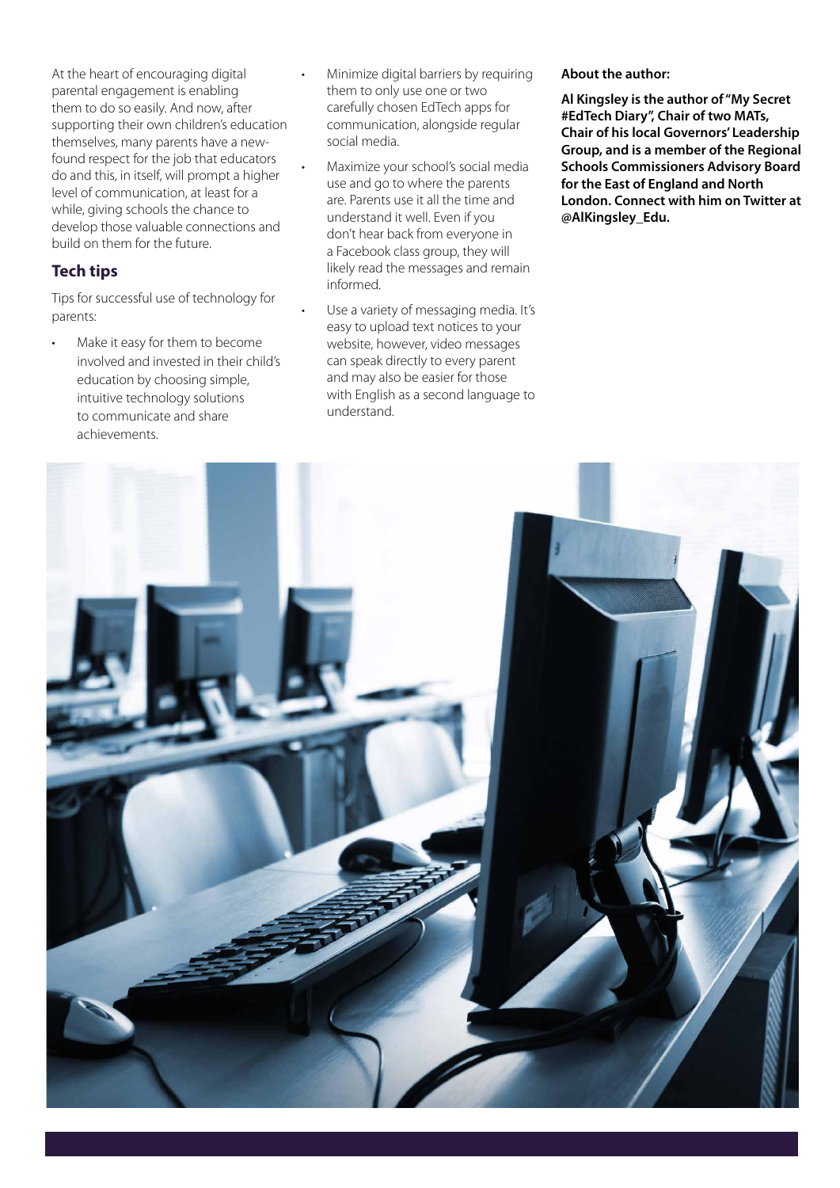At the heart of encouraging digital parental engagement is enabling them to do so easily. And now, after supporting their own children's education themselves, many parents have a new-found respect for the job that educators do and this, in itself, will prompt a higher level of communication, at least for a while, giving schools the chance to develop those valuable connections and build on them for the future.

## Tech tips

Tips for successful use of technology for parents:

- Make it easy for them to become involved and invested in their child's education by choosing simple, intuitive technology solutions to communicate and share achievements.
- Minimize digital barriers by requiring them to only use one or two carefully chosen EdTech apps for communication, alongside regular social media.
- Maximize your school's social media use and go to where the parents are. Parents use it all the time and understand it well. Even if you don't hear back from everyone in a Facebook class group, they will likely read the messages and remain informed.
- Use a variety of messaging media. It's easy to upload text notices to your website, however, video messages can speak directly to every parent and may also be easier for those with English as a second language to understand.

**About the author:**

**Al Kingsley is the author of "My Secret #EdTech Diary", Chair of two MATs, Chair of his local Governors' Leadership Group, and is a member of the Regional Schools Commissioners Advisory Board for the East of England and North London. Connect with him on Twitter at @AlKingsley_Edu.**